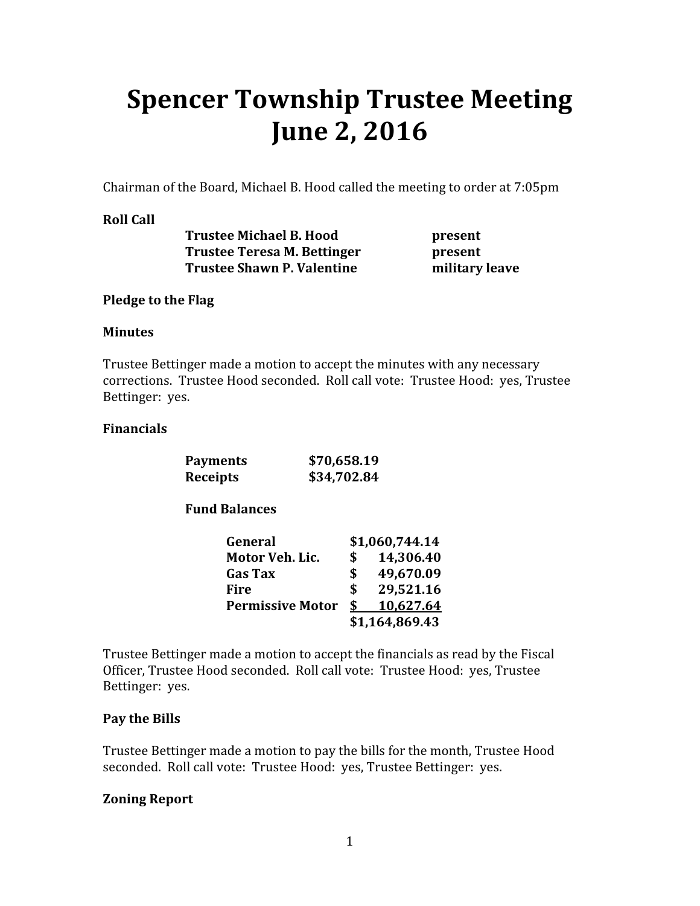# Spencer Township Trustee Meeting
# June 2, 2016

Chairman of the Board, Michael B. Hood called the meeting to order at 7:05pm

**Roll Call**

| | |
|---|---|
| **Trustee Michael B. Hood** | **present** |
| **Trustee Teresa M. Bettinger** | **present** |
| **Trustee Shawn P. Valentine** | **military leave** |

**Pledge to the Flag**

**Minutes**

Trustee Bettinger made a motion to accept the minutes with any necessary corrections. Trustee Hood seconded. Roll call vote: Trustee Hood: yes, Trustee Bettinger: yes.

**Financials**

| | |
|---|---|
| **Payments** | **$70,658.19** |
| **Receipts** | **$34,702.84** |

**Fund Balances**

| | |
|---|---|
| **General** | **$1,060,744.14** |
| **Motor Veh. Lic.** | **$ 14,306.40** |
| **Gas Tax** | **$ 49,670.09** |
| **Fire** | **$ 29,521.16** |
| **Permissive Motor** | **$ 10,627.64** |
| | **$1,164,869.43** |

Trustee Bettinger made a motion to accept the financials as read by the Fiscal Officer, Trustee Hood seconded. Roll call vote: Trustee Hood: yes, Trustee Bettinger: yes.

**Pay the Bills**

Trustee Bettinger made a motion to pay the bills for the month, Trustee Hood seconded. Roll call vote: Trustee Hood: yes, Trustee Bettinger: yes.

**Zoning Report**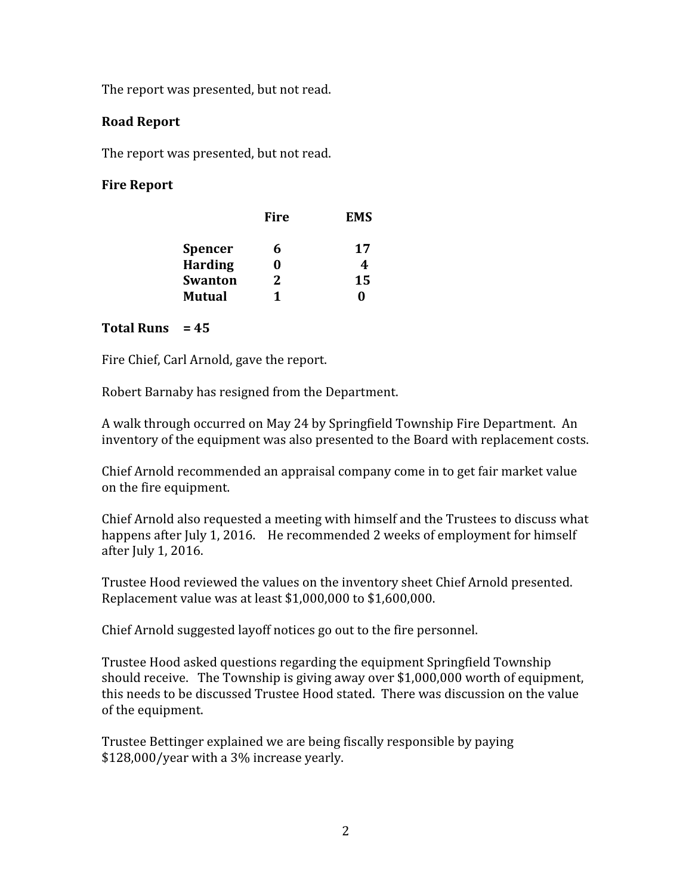The report was presented, but not read.

**Road Report**

The report was presented, but not read.

**Fire Report**

| | **Fire** | **EMS** |
|---|---|---|
| **Spencer** | **6** | **17** |
| **Harding** | **0** | **4** |
| **Swanton** | **2** | **15** |
| **Mutual** | **1** | **0** |

**Total Runs = 45**

Fire Chief, Carl Arnold, gave the report.

Robert Barnaby has resigned from the Department.

A walk through occurred on May 24 by Springfield Township Fire Department. An inventory of the equipment was also presented to the Board with replacement costs.

Chief Arnold recommended an appraisal company come in to get fair market value on the fire equipment.

Chief Arnold also requested a meeting with himself and the Trustees to discuss what happens after July 1, 2016. He recommended 2 weeks of employment for himself after July 1, 2016.

Trustee Hood reviewed the values on the inventory sheet Chief Arnold presented. Replacement value was at least $1,000,000 to $1,600,000.

Chief Arnold suggested layoff notices go out to the fire personnel.

Trustee Hood asked questions regarding the equipment Springfield Township should receive. The Township is giving away over $1,000,000 worth of equipment, this needs to be discussed Trustee Hood stated. There was discussion on the value of the equipment.

Trustee Bettinger explained we are being fiscally responsible by paying $128,000/year with a 3% increase yearly.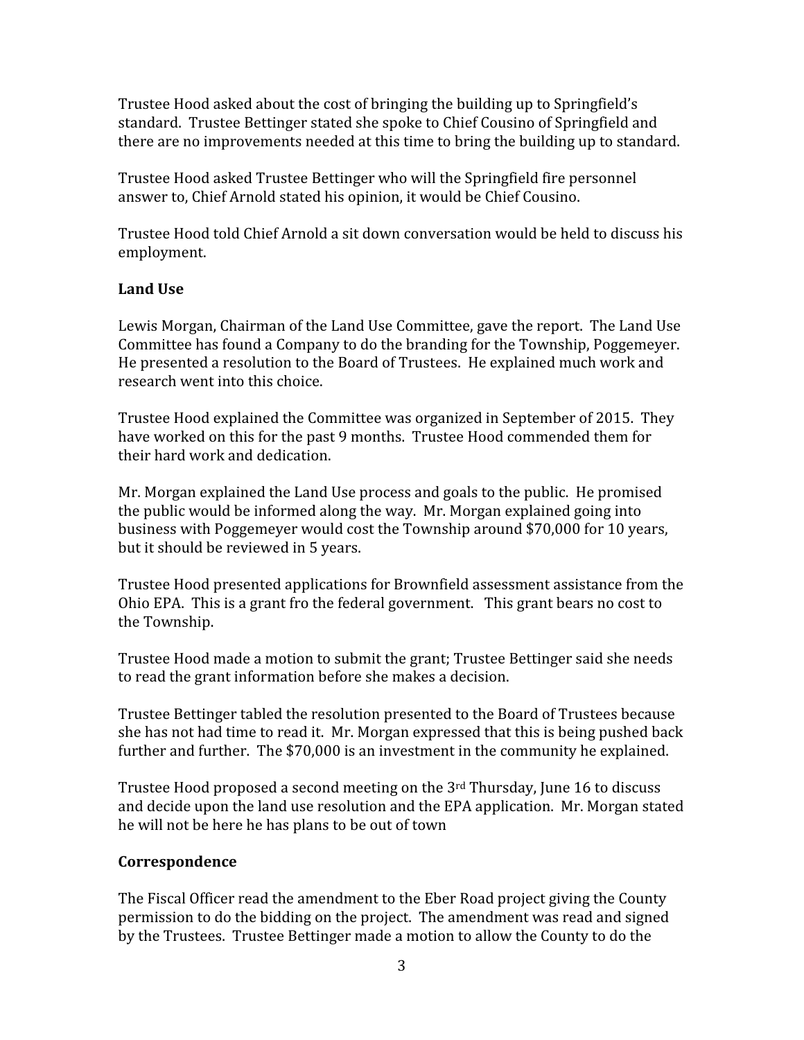Trustee Hood asked about the cost of bringing the building up to Springfield's standard. Trustee Bettinger stated she spoke to Chief Cousino of Springfield and there are no improvements needed at this time to bring the building up to standard.

Trustee Hood asked Trustee Bettinger who will the Springfield fire personnel answer to, Chief Arnold stated his opinion, it would be Chief Cousino.

Trustee Hood told Chief Arnold a sit down conversation would be held to discuss his employment.

**Land Use**

Lewis Morgan, Chairman of the Land Use Committee, gave the report. The Land Use Committee has found a Company to do the branding for the Township, Poggemeyer. He presented a resolution to the Board of Trustees. He explained much work and research went into this choice.

Trustee Hood explained the Committee was organized in September of 2015. They have worked on this for the past 9 months. Trustee Hood commended them for their hard work and dedication.

Mr. Morgan explained the Land Use process and goals to the public. He promised the public would be informed along the way. Mr. Morgan explained going into business with Poggemeyer would cost the Township around $70,000 for 10 years, but it should be reviewed in 5 years.

Trustee Hood presented applications for Brownfield assessment assistance from the Ohio EPA. This is a grant fro the federal government. This grant bears no cost to the Township.

Trustee Hood made a motion to submit the grant; Trustee Bettinger said she needs to read the grant information before she makes a decision.

Trustee Bettinger tabled the resolution presented to the Board of Trustees because she has not had time to read it. Mr. Morgan expressed that this is being pushed back further and further. The $70,000 is an investment in the community he explained.

Trustee Hood proposed a second meeting on the 3rd Thursday, June 16 to discuss and decide upon the land use resolution and the EPA application. Mr. Morgan stated he will not be here he has plans to be out of town

**Correspondence**

The Fiscal Officer read the amendment to the Eber Road project giving the County permission to do the bidding on the project. The amendment was read and signed by the Trustees. Trustee Bettinger made a motion to allow the County to do the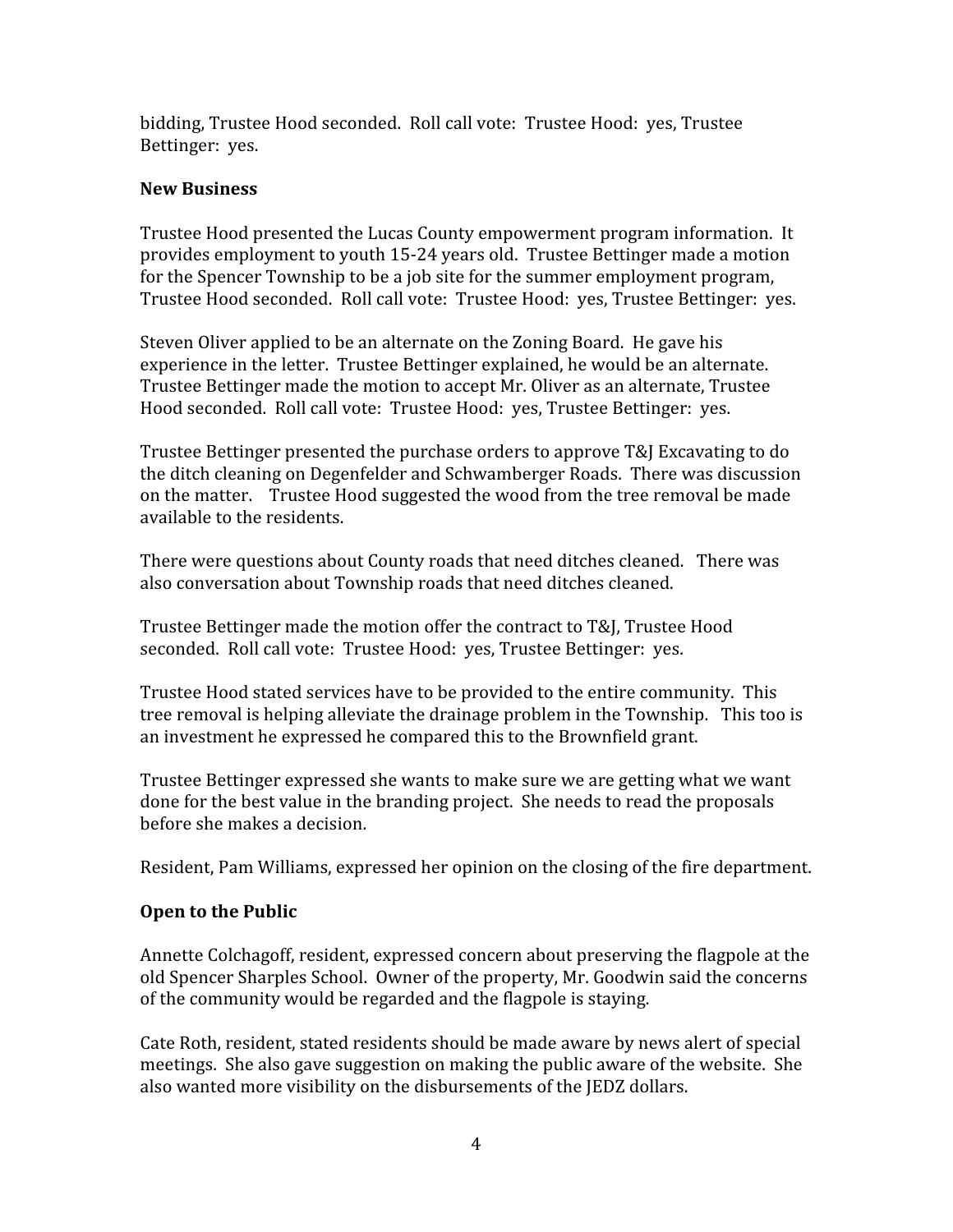bidding, Trustee Hood seconded. Roll call vote: Trustee Hood: yes, Trustee Bettinger: yes.

**New Business**

Trustee Hood presented the Lucas County empowerment program information. It provides employment to youth 15-24 years old. Trustee Bettinger made a motion for the Spencer Township to be a job site for the summer employment program, Trustee Hood seconded. Roll call vote: Trustee Hood: yes, Trustee Bettinger: yes.

Steven Oliver applied to be an alternate on the Zoning Board. He gave his experience in the letter. Trustee Bettinger explained, he would be an alternate. Trustee Bettinger made the motion to accept Mr. Oliver as an alternate, Trustee Hood seconded. Roll call vote: Trustee Hood: yes, Trustee Bettinger: yes.

Trustee Bettinger presented the purchase orders to approve T&J Excavating to do the ditch cleaning on Degenfelder and Schwamberger Roads. There was discussion on the matter. Trustee Hood suggested the wood from the tree removal be made available to the residents.

There were questions about County roads that need ditches cleaned. There was also conversation about Township roads that need ditches cleaned.

Trustee Bettinger made the motion offer the contract to T&J, Trustee Hood seconded. Roll call vote: Trustee Hood: yes, Trustee Bettinger: yes.

Trustee Hood stated services have to be provided to the entire community. This tree removal is helping alleviate the drainage problem in the Township. This too is an investment he expressed he compared this to the Brownfield grant.

Trustee Bettinger expressed she wants to make sure we are getting what we want done for the best value in the branding project. She needs to read the proposals before she makes a decision.

Resident, Pam Williams, expressed her opinion on the closing of the fire department.

**Open to the Public**

Annette Colchagoff, resident, expressed concern about preserving the flagpole at the old Spencer Sharples School. Owner of the property, Mr. Goodwin said the concerns of the community would be regarded and the flagpole is staying.

Cate Roth, resident, stated residents should be made aware by news alert of special meetings. She also gave suggestion on making the public aware of the website. She also wanted more visibility on the disbursements of the JEDZ dollars.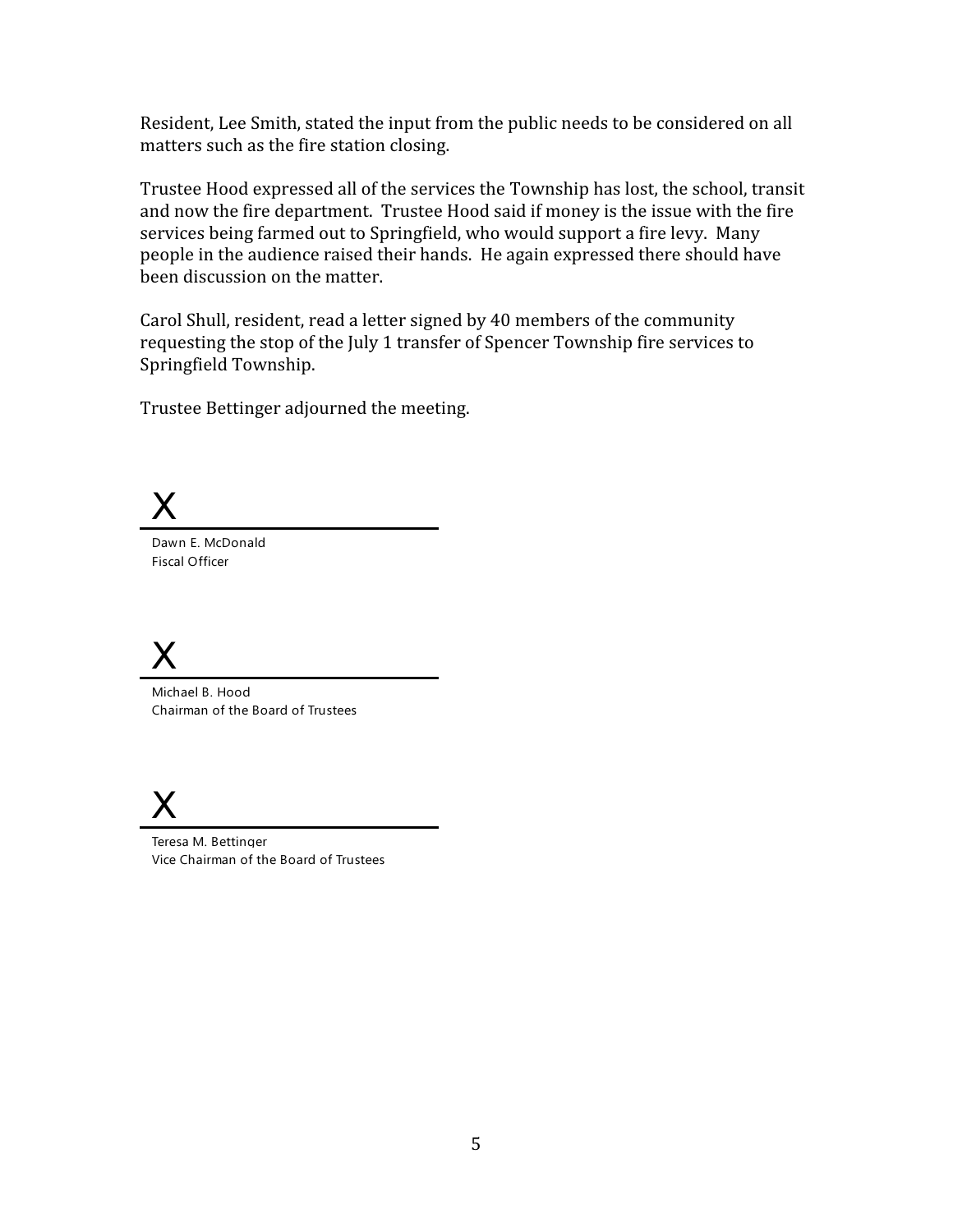Resident, Lee Smith, stated the input from the public needs to be considered on all matters such as the fire station closing.

Trustee Hood expressed all of the services the Township has lost, the school, transit and now the fire department. Trustee Hood said if money is the issue with the fire services being farmed out to Springfield, who would support a fire levy. Many people in the audience raised their hands. He again expressed there should have been discussion on the matter.

Carol Shull, resident, read a letter signed by 40 members of the community requesting the stop of the July 1 transfer of Spencer Township fire services to Springfield Township.

Trustee Bettinger adjourned the meeting.

X ______________________________

Dawn E. McDonald
Fiscal Officer

X ______________________________

Michael B. Hood
Chairman of the Board of Trustees

X ______________________________

Teresa M. Bettinger
Vice Chairman of the Board of Trustees